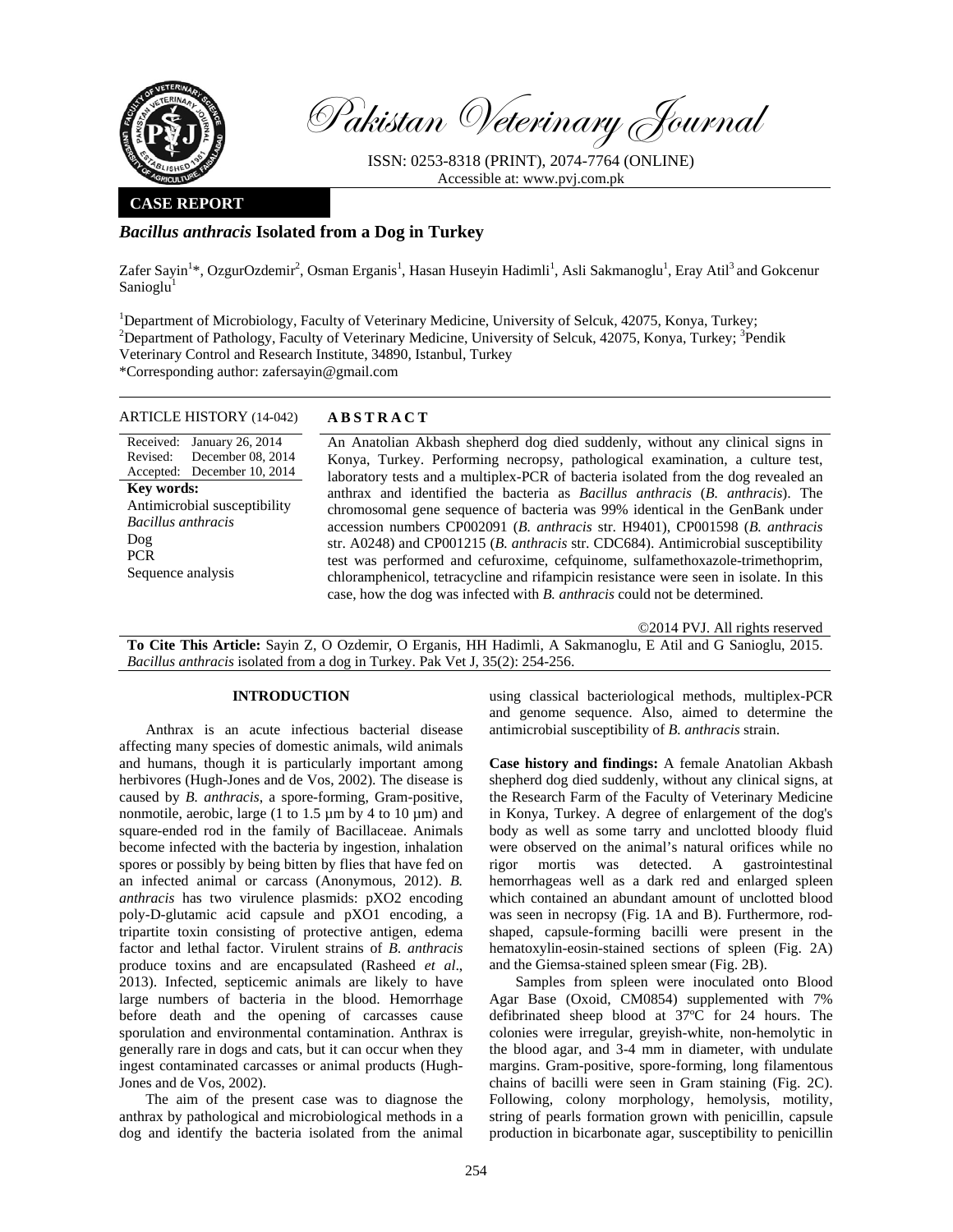**CASE REPORT**

# *Bacillus anthracis* Isolated from a Dog in Turkey

Zafer Sayin[1]*, OzgurOzdemir[2], Osman Erganis[1], Hasan Huseyin Hadimli[1], Asli Sakmanoglu[1], Eray Atil[3] and Gokcenur Sanioglu[1]

[1]Department of Microbiology, Faculty of Veterinary Medicine, University of Selcuk, 42075, Konya, Turkey; [2]Department of Pathology, Faculty of Veterinary Medicine, University of Selcuk, 42075, Konya, Turkey; [3]Pendik Veterinary Control and Research Institute, 34890, Istanbul, Turkey

*Corresponding author: zafersayin@gmail.com

**ARTICLE HISTORY (14-042)**

Received: January 26, 2014
Revised: December 08, 2014
Accepted: December 10, 2014

**Key words:**
Antimicrobial susceptibility
*Bacillus anthracis*
Dog
PCR
Sequence analysis

## ABSTRACT

An Anatolian Akbash shepherd dog died suddenly, without any clinical signs in Konya, Turkey. Performing necropsy, pathological examination, a culture test, laboratory tests and a multiplex-PCR of bacteria isolated from the dog revealed an anthrax and identified the bacteria as *Bacillus anthracis* (*B. anthracis*). The chromosomal gene sequence of bacteria was 99% identical in the GenBank under accession numbers CP002091 (*B. anthracis* str. H9401), CP001598 (*B. anthracis* str. A0248) and CP001215 (*B. anthracis* str. CDC684). Antimicrobial susceptibility test was performed and cefuroxime, cefquinome, sulfamethoxazole-trimethoprim, chloramphenicol, tetracycline and rifampicin resistance were seen in isolate. In this case, how the dog was infected with *B. anthracis* could not be determined.

©2014 PVJ. All rights reserved

**To Cite This Article:** Sayin Z, O Ozdemir, O Erganis, HH Hadimli, A Sakmanoglu, E Atil and G Sanioglu, 2015. *Bacillus anthracis* isolated from a dog in Turkey. Pak Vet J, 35(2): 254-256.

## INTRODUCTION

Anthrax is an acute infectious bacterial disease affecting many species of domestic animals, wild animals and humans, though it is particularly important among herbivores (Hugh-Jones and de Vos, 2002). The disease is caused by *B. anthracis*, a spore-forming, Gram-positive, nonmotile, aerobic, large (1 to 1.5 µm by 4 to 10 µm) and square-ended rod in the family of Bacillaceae. Animals become infected with the bacteria by ingestion, inhalation spores or possibly by being bitten by flies that have fed on an infected animal or carcass (Anonymous, 2012). *B. anthracis* has two virulence plasmids: pXO2 encoding poly-D-glutamic acid capsule and pXO1 encoding, a tripartite toxin consisting of protective antigen, edema factor and lethal factor. Virulent strains of *B. anthracis* produce toxins and are encapsulated (Rasheed *et al*., 2013). Infected, septicemic animals are likely to have large numbers of bacteria in the blood. Hemorrhage before death and the opening of carcasses cause sporulation and environmental contamination. Anthrax is generally rare in dogs and cats, but it can occur when they ingest contaminated carcasses or animal products (Hugh-Jones and de Vos, 2002).

The aim of the present case was to diagnose the anthrax by pathological and microbiological methods in a dog and identify the bacteria isolated from the animal using classical bacteriological methods, multiplex-PCR and genome sequence. Also, aimed to determine the antimicrobial susceptibility of *B. anthracis* strain.

**Case history and findings:** A female Anatolian Akbash shepherd dog died suddenly, without any clinical signs, at the Research Farm of the Faculty of Veterinary Medicine in Konya, Turkey. A degree of enlargement of the dog's body as well as some tarry and unclotted bloody fluid were observed on the animal's natural orifices while no rigor mortis was detected. A gastrointestinal hemorrhageas as well as a dark red and enlarged spleen which contained an abundant amount of unclotted blood was seen in necropsy (Fig. 1A and B). Furthermore, rod-shaped, capsule-forming bacilli were present in the hematoxylin-eosin-stained sections of spleen (Fig. 2A) and the Giemsa-stained spleen smear (Fig. 2B).

Samples from spleen were inoculated onto Blood Agar Base (Oxoid, CM0854) supplemented with 7% defibrinated sheep blood at 37ºC for 24 hours. The colonies were irregular, greyish-white, non-hemolytic in the blood agar, and 3-4 mm in diameter, with undulate margins. Gram-positive, spore-forming, long filamentous chains of bacilli were seen in Gram staining (Fig. 2C). Following, colony morphology, hemolysis, motility, string of pearls formation grown with penicillin, capsule production in bicarbonate agar, susceptibility to penicillin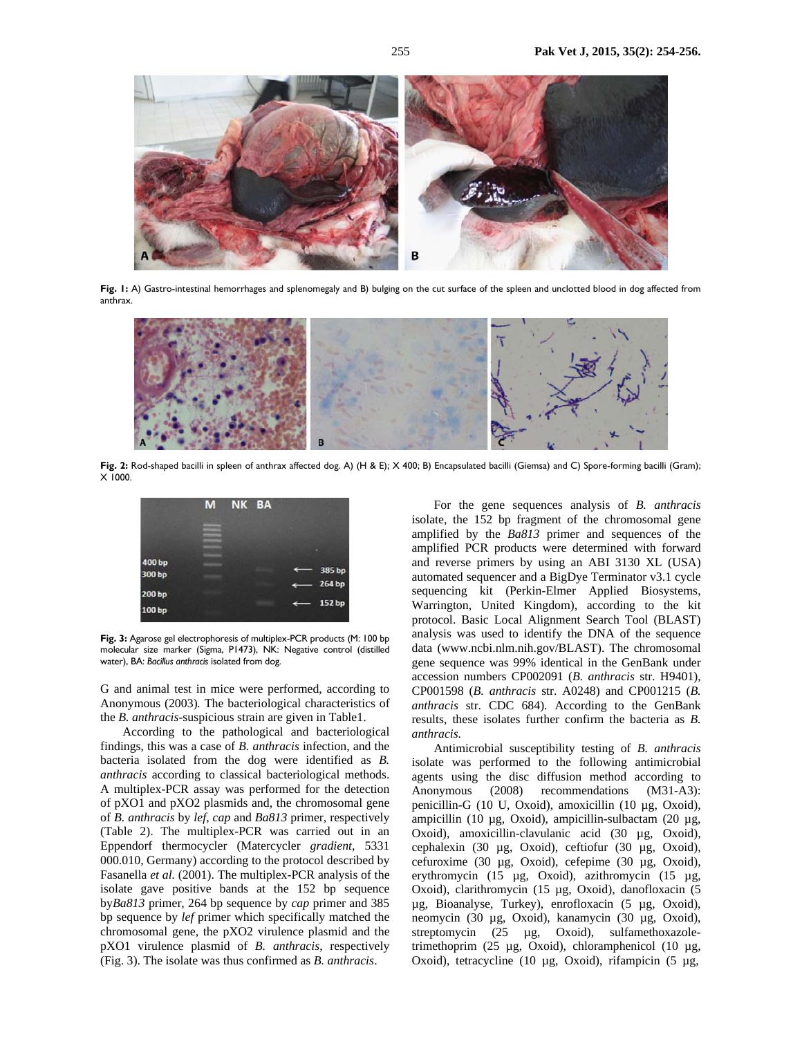Fig. 1: A) Gastro-intestinal hemorrhages and splenomegaly and B) bulging on the cut surface of the spleen and unclotted blood in dog affected from anthrax.

Fig. 2: Rod-shaped bacilli in spleen of anthrax affected dog. A) (H & E); X 400; B) Encapsulated bacilli (Giemsa) and C) Spore-forming bacilli (Gram); X 1000.

Fig. 3: Agarose gel electrophoresis of multiplex-PCR products (M: 100 bp molecular size marker (Sigma, P1473), NK: Negative control (distilled water), BA: *Bacillus anthracis* isolated from dog.

G and animal test in mice were performed, according to Anonymous (2003)*.* The bacteriological characteristics of the *B. anthracis*-suspicious strain are given in Table1.

According to the pathological and bacteriological findings, this was a case of *B. anthracis* infection, and the bacteria isolated from the dog were identified as *B. anthracis* according to classical bacteriological methods. A multiplex-PCR assay was performed for the detection of pXO1 and pXO2 plasmids and, the chromosomal gene of *B. anthracis* by *lef*, *cap* and *Ba813* primer, respectively (Table 2). The multiplex-PCR was carried out in an Eppendorf thermocycler (Matercycler *gradient*, 5331 000.010, Germany) according to the protocol described by Fasanella *et al.* (2001). The multiplex-PCR analysis of the isolate gave positive bands at the 152 bp sequence by*Ba813* primer, 264 bp sequence by *cap* primer and 385 bp sequence by *lef* primer which specifically matched the chromosomal gene, the pXO2 virulence plasmid and the pXO1 virulence plasmid of *B. anthracis*, respectively (Fig. 3). The isolate was thus confirmed as *B. anthracis*.

For the gene sequences analysis of *B. anthracis* isolate, the 152 bp fragment of the chromosomal gene amplified by the *Ba813* primer and sequences of the amplified PCR products were determined with forward and reverse primers by using an ABI 3130 XL (USA) automated sequencer and a BigDye Terminator v3.1 cycle sequencing kit (Perkin-Elmer Applied Biosystems, Warrington, United Kingdom), according to the kit protocol. Basic Local Alignment Search Tool (BLAST) analysis was used to identify the DNA of the sequence data (www.ncbi.nlm.nih.gov/BLAST). The chromosomal gene sequence was 99% identical in the GenBank under accession numbers CP002091 (*B. anthracis* str. H9401), CP001598 (*B. anthracis* str. A0248) and CP001215 (*B. anthracis* str. CDC 684). According to the GenBank results, these isolates further confirm the bacteria as *B. anthracis.*

Antimicrobial susceptibility testing of *B. anthracis* isolate was performed to the following antimicrobial agents using the disc diffusion method according to Anonymous (2008) recommendations (M31-A3): penicillin-G (10 U, Oxoid), amoxicillin (10 µg, Oxoid), ampicillin (10 µg, Oxoid), ampicillin-sulbactam (20 µg, Oxoid), amoxicillin-clavulanic acid (30 µg, Oxoid), cephalexin (30 µg, Oxoid), ceftiofur (30 µg, Oxoid), cefuroxime (30 µg, Oxoid), cefepime (30 µg, Oxoid), erythromycin (15 µg, Oxoid), azithromycin (15 µg, Oxoid), clarithromycin (15 µg, Oxoid), danofloxacin (5 µg, Bioanalyse, Turkey), enrofloxacin (5 µg, Oxoid), neomycin (30 µg, Oxoid), kanamycin (30 µg, Oxoid), streptomycin (25 µg, Oxoid), sulfamethoxazole-trimethoprim (25 µg, Oxoid), chloramphenicol (10 µg, Oxoid), tetracycline (10 µg, Oxoid), rifampicin (5 µg,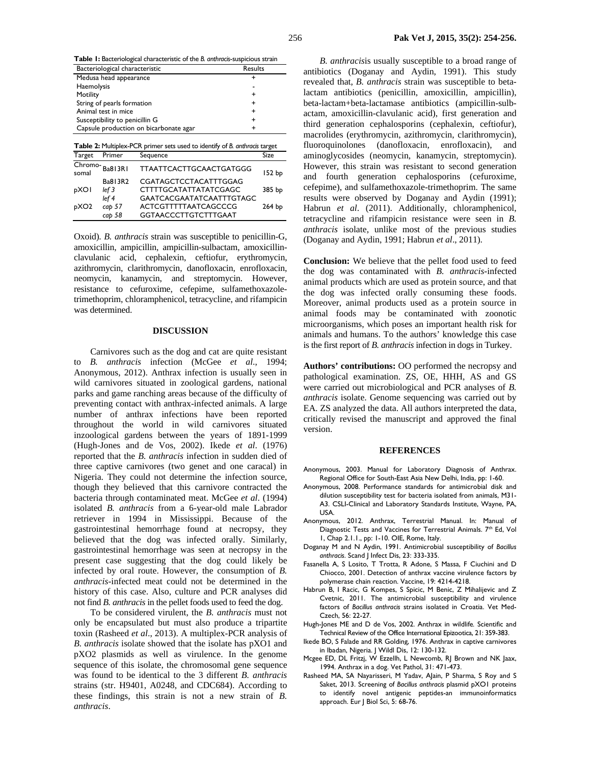**Table 1:** Bacteriological characteristic of the *B. anthracis*-suspicious strain

| Bacteriological characteristic | Results |
|---|---|
| Medusa head appearance | + |
| Haemolysis | - |
| Motility | + |
| String of pearls formation | + |
| Animal test in mice | + |
| Susceptibility to penicillin G | + |
| Capsule production on bicarbonate agar | + |

**Table 2:** Multiplex-PCR primer sets used to identify of *B. anthracis* target

| Target | Primer | Sequence | Size |
|---|---|---|---|
| Chromo-somal | Ba813R1 | TTAATTCACTTGCAACTGATGGG | 152 bp |
| | Ba813R2 | CGATAGCTCCTACATTTGGAG | |
| pXO1 | *lef 3* | CTTTTGCATATTATATCGAGC | 385 bp |
| | *lef 4* | GAATCACGAATATCAATTTGTAGC | |
| pXO2 | *cap 57* | ACTCGTTTTTAATCAGCCCG | 264 bp |
| | *cap 58* | GGTAACCCTTGTCTTTGAAT | |

Oxoid). *B. anthracis* strain was susceptible to penicillin-G, amoxicillin, ampicillin, ampicillin-sulbactam, amoxicillin-clavulanic acid, cephalexin, ceftiofur, erythromycin, azithromycin, clarithromycin, danofloxacin, enrofloxacin, neomycin, kanamycin, and streptomycin. However, resistance to cefuroxime, cefepime, sulfamethoxazole-trimethoprim, chloramphenicol, tetracycline, and rifampicin was determined.

## DISCUSSION

Carnivores such as the dog and cat are quite resistant to *B. anthracis* infection (McGee *et al*., 1994; Anonymous, 2012). Anthrax infection is usually seen in wild carnivores situated in zoological gardens, national parks and game ranching areas because of the difficulty of preventing contact with anthrax-infected animals. A large number of anthrax infections have been reported throughout the world in wild carnivores situated inzoological gardens between the years of 1891-1999 (Hugh-Jones and de Vos, 2002). Ikede *et al*. (1976) reported that the *B. anthracis* infection in sudden died of three captive carnivores (two genet and one caracal) in Nigeria. They could not determine the infection source, though they believed that this carnivore contracted the bacteria through contaminated meat. McGee *et al*. (1994) isolated *B. anthracis* from a 6-year-old male Labrador retriever in 1994 in Mississippi. Because of the gastrointestinal hemorrhage found at necropsy, they believed that the dog was infected orally. Similarly, gastrointestinal hemorrhage was seen at necropsy in the present case suggesting that the dog could likely be infected by oral route. However, the consumption of *B. anthracis*-infected meat could not be determined in the history of this case. Also, culture and PCR analyses did not find *B. anthracis* in the pellet foods used to feed the dog.

To be considered virulent, the *B. anthracis* must not only be encapsulated but must also produce a tripartite toxin (Rasheed *et al*., 2013). A multiplex-PCR analysis of *B. anthracis* isolate showed that the isolate has pXO1 and pXO2 plasmids as well as virulence. In the genome sequence of this isolate, the chromosomal gene sequence was found to be identical to the 3 different *B. anthracis* strains (str. H9401, A0248, and CDC684). According to these findings, this strain is not a new strain of *B. anthracis*.

*B. anthracis*is usually susceptible to a broad range of antibiotics (Doganay and Aydin, 1991). This study revealed that, *B. anthracis* strain was susceptible to beta-lactam antibiotics (penicillin, amoxicillin, ampicillin), beta-lactam+beta-lactamase antibiotics (ampicillin-sulbactam, amoxicillin-clavulanic acid), first generation and third generation cephalosporins (cephalexin, ceftiofur), macrolides (erythromycin, azithromycin, clarithromycin), fluoroquinolones (danofloxacin, enrofloxacin), and aminoglycosides (neomycin, kanamycin, streptomycin). However, this strain was resistant to second generation and fourth generation cephalosporins (cefuroxime, cefepime), and sulfamethoxazole-trimethoprim. The same results were observed by Doganay and Aydin (1991); Habrun *et al*. (2011). Additionally, chloramphenicol, tetracycline and rifampicin resistance were seen in *B. anthracis* isolate, unlike most of the previous studies (Doganay and Aydin, 1991; Habrun *et al*., 2011).

**Conclusion:** We believe that the pellet food used to feed the dog was contaminated with *B. anthracis*-infected animal products which are used as protein source, and that the dog was infected orally consuming these foods. Moreover, animal products used as a protein source in animal foods may be contaminated with zoonotic microorganisms, which poses an important health risk for animals and humans. To the authors' knowledge this case is the first report of *B. anthracis* infection in dogs in Turkey.

**Authors' contributions:** OO performed the necropsy and pathological examination. ZS, OE, HHH, AS and GS were carried out microbiological and PCR analyses of *B. anthracis* isolate. Genome sequencing was carried out by EA. ZS analyzed the data. All authors interpreted the data, critically revised the manuscript and approved the final version.

## REFERENCES

Anonymous, 2003. Manual for Laboratory Diagnosis of Anthrax. Regional Office for South-East Asia New Delhi, India, pp: 1-60.

Anonymous, 2008. Performance standards for antimicrobial disk and dilution susceptibility test for bacteria isolated from animals, M31-A3. CSLI-Clinical and Laboratory Standards Institute, Wayne, PA, USA.

Anonymous, 2012. Anthrax, Terrestrial Manual. In: Manual of Diagnostic Tests and Vaccines for Terrestrial Animals. 7th Ed, Vol 1, Chap 2.1.1., pp: 1-10. OIE, Rome, Italy.

Doganay M and N Aydin, 1991. Antimicrobial susceptibility of *Bacillus anthracis*. Scand J Infect Dis, 23: 333-335.

Fasanella A, S Losito, T Trotta, R Adone, S Massa, F Ciuchini and D Chiocco, 2001. Detection of anthrax vaccine virulence factors by polymerase chain reaction. Vaccine, 19: 4214-4218.

Habrun B, I Racic, G Kompes, S Spicic, M Benic, Z Mihalijevic and Z Cvetnic, 2011. The antimicrobial susceptibility and virulence factors of *Bacillus anthracis* strains isolated in Croatia. Vet Med-Czech, 56: 22-27.

Hugh-Jones ME and D de Vos, 2002. Anthrax in wildlife. Scientific and Technical Review of the Office International Epizootica, 21: 359-383.

Ikede BO, S Falade and RR Golding, 1976. Anthrax in captive carnivores in Ibadan, Nigeria. J Wildl Dis, 12: 130-132.

Mcgee ED, DL Fritzj, W Ezzellh, L Newcomb, RJ Brown and NK Jaax, 1994. Anthrax in a dog. Vet Pathol, 31: 471-473.

Rasheed MA, SA Nayarisseri, M Yadav, AJain, P Sharma, S Roy and S Saket, 2013. Screening of *Bacillus anthracis* plasmid pXO1 proteins to identify novel antigenic peptides-an immunoinformatics approach. Eur J Biol Sci, 5: 68-76.